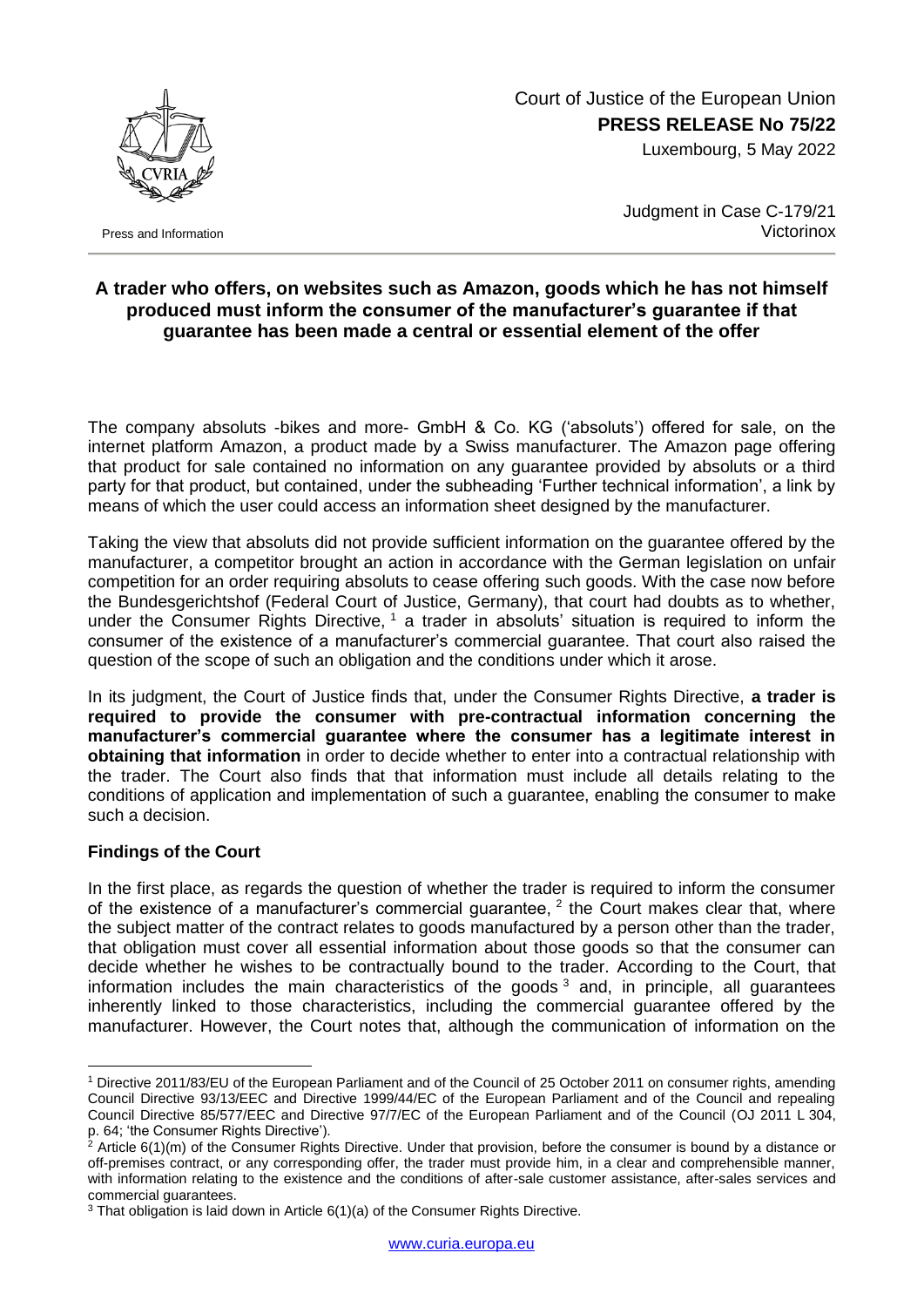Court of Justice of the European Union
**PRESS RELEASE No 75/22**
Luxembourg, 5 May 2022

Press and Information

Judgment in Case C-179/21
Victorinox

## A trader who offers, on websites such as Amazon, goods which he has not himself produced must inform the consumer of the manufacturer's guarantee if that guarantee has been made a central or essential element of the offer

The company absoluts -bikes and more- GmbH & Co. KG ('absoluts') offered for sale, on the internet platform Amazon, a product made by a Swiss manufacturer. The Amazon page offering that product for sale contained no information on any guarantee provided by absoluts or a third party for that product, but contained, under the subheading 'Further technical information', a link by means of which the user could access an information sheet designed by the manufacturer.

Taking the view that absoluts did not provide sufficient information on the guarantee offered by the manufacturer, a competitor brought an action in accordance with the German legislation on unfair competition for an order requiring absoluts to cease offering such goods. With the case now before the Bundesgerichtshof (Federal Court of Justice, Germany), that court had doubts as to whether, under the Consumer Rights Directive, [1] a trader in absoluts' situation is required to inform the consumer of the existence of a manufacturer's commercial guarantee. That court also raised the question of the scope of such an obligation and the conditions under which it arose.

In its judgment, the Court of Justice finds that, under the Consumer Rights Directive, **a trader is required to provide the consumer with pre-contractual information concerning the manufacturer's commercial guarantee where the consumer has a legitimate interest in obtaining that information** in order to decide whether to enter into a contractual relationship with the trader. The Court also finds that that information must include all details relating to the conditions of application and implementation of such a guarantee, enabling the consumer to make such a decision.

### Findings of the Court

In the first place, as regards the question of whether the trader is required to inform the consumer of the existence of a manufacturer's commercial guarantee, [2] the Court makes clear that, where the subject matter of the contract relates to goods manufactured by a person other than the trader, that obligation must cover all essential information about those goods so that the consumer can decide whether he wishes to be contractually bound to the trader. According to the Court, that information includes the main characteristics of the goods [3] and, in principle, all guarantees inherently linked to those characteristics, including the commercial guarantee offered by the manufacturer. However, the Court notes that, although the communication of information on the

---

[1] Directive 2011/83/EU of the European Parliament and of the Council of 25 October 2011 on consumer rights, amending Council Directive 93/13/EEC and Directive 1999/44/EC of the European Parliament and of the Council and repealing Council Directive 85/577/EEC and Directive 97/7/EC of the European Parliament and of the Council (OJ 2011 L 304, p. 64; 'the Consumer Rights Directive').

[2] Article 6(1)(m) of the Consumer Rights Directive. Under that provision, before the consumer is bound by a distance or off-premises contract, or any corresponding offer, the trader must provide him, in a clear and comprehensible manner, with information relating to the existence and the conditions of after-sale customer assistance, after-sales services and commercial guarantees.

[3] That obligation is laid down in Article 6(1)(a) of the Consumer Rights Directive.

www.curia.europa.eu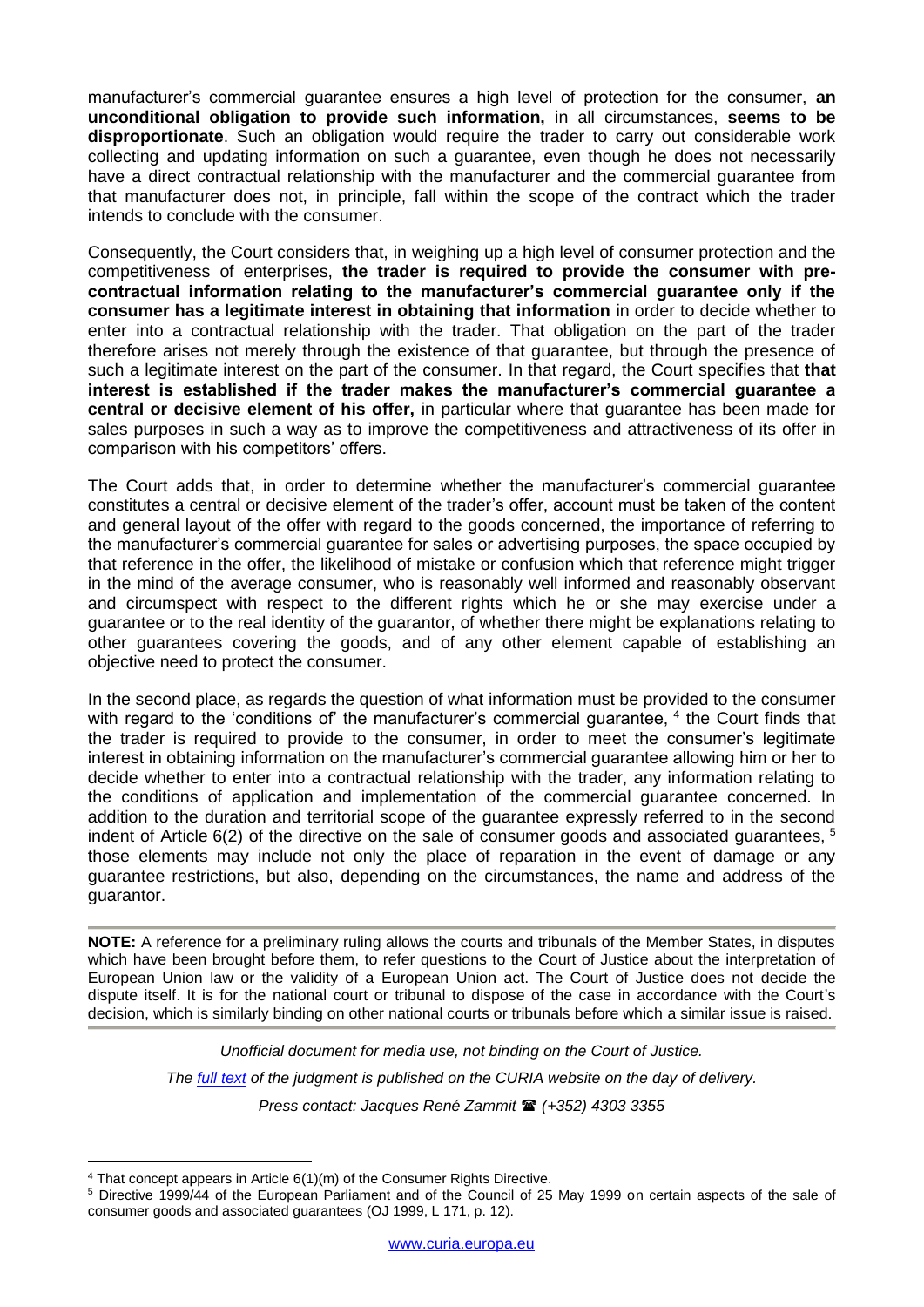manufacturer's commercial guarantee ensures a high level of protection for the consumer, **an unconditional obligation to provide such information,** in all circumstances, **seems to be disproportionate**. Such an obligation would require the trader to carry out considerable work collecting and updating information on such a guarantee, even though he does not necessarily have a direct contractual relationship with the manufacturer and the commercial guarantee from that manufacturer does not, in principle, fall within the scope of the contract which the trader intends to conclude with the consumer.

Consequently, the Court considers that, in weighing up a high level of consumer protection and the competitiveness of enterprises, **the trader is required to provide the consumer with pre-contractual information relating to the manufacturer's commercial guarantee only if the consumer has a legitimate interest in obtaining that information** in order to decide whether to enter into a contractual relationship with the trader. That obligation on the part of the trader therefore arises not merely through the existence of that guarantee, but through the presence of such a legitimate interest on the part of the consumer. In that regard, the Court specifies that **that interest is established if the trader makes the manufacturer's commercial guarantee a central or decisive element of his offer,** in particular where that guarantee has been made for sales purposes in such a way as to improve the competitiveness and attractiveness of its offer in comparison with his competitors' offers.

The Court adds that, in order to determine whether the manufacturer's commercial guarantee constitutes a central or decisive element of the trader's offer, account must be taken of the content and general layout of the offer with regard to the goods concerned, the importance of referring to the manufacturer's commercial guarantee for sales or advertising purposes, the space occupied by that reference in the offer, the likelihood of mistake or confusion which that reference might trigger in the mind of the average consumer, who is reasonably well informed and reasonably observant and circumspect with respect to the different rights which he or she may exercise under a guarantee or to the real identity of the guarantor, of whether there might be explanations relating to other guarantees covering the goods, and of any other element capable of establishing an objective need to protect the consumer.

In the second place, as regards the question of what information must be provided to the consumer with regard to the 'conditions of' the manufacturer's commercial guarantee, [4] the Court finds that the trader is required to provide to the consumer, in order to meet the consumer's legitimate interest in obtaining information on the manufacturer's commercial guarantee allowing him or her to decide whether to enter into a contractual relationship with the trader, any information relating to the conditions of application and implementation of the commercial guarantee concerned. In addition to the duration and territorial scope of the guarantee expressly referred to in the second indent of Article 6(2) of the directive on the sale of consumer goods and associated guarantees, [5] those elements may include not only the place of reparation in the event of damage or any guarantee restrictions, but also, depending on the circumstances, the name and address of the guarantor.

---

**NOTE:** A reference for a preliminary ruling allows the courts and tribunals of the Member States, in disputes which have been brought before them, to refer questions to the Court of Justice about the interpretation of European Union law or the validity of a European Union act. The Court of Justice does not decide the dispute itself. It is for the national court or tribunal to dispose of the case in accordance with the Court's decision, which is similarly binding on other national courts or tribunals before which a similar issue is raised.

---

*Unofficial document for media use, not binding on the Court of Justice.*

*The [full text](#) of the judgment is published on the CURIA website on the day of delivery.*

*Press contact: Jacques René Zammit ☎ (+352) 4303 3355*

---

[4] That concept appears in Article 6(1)(m) of the Consumer Rights Directive.

[5] Directive 1999/44 of the European Parliament and of the Council of 25 May 1999 on certain aspects of the sale of consumer goods and associated guarantees (OJ 1999, L 171, p. 12).

www.curia.europa.eu